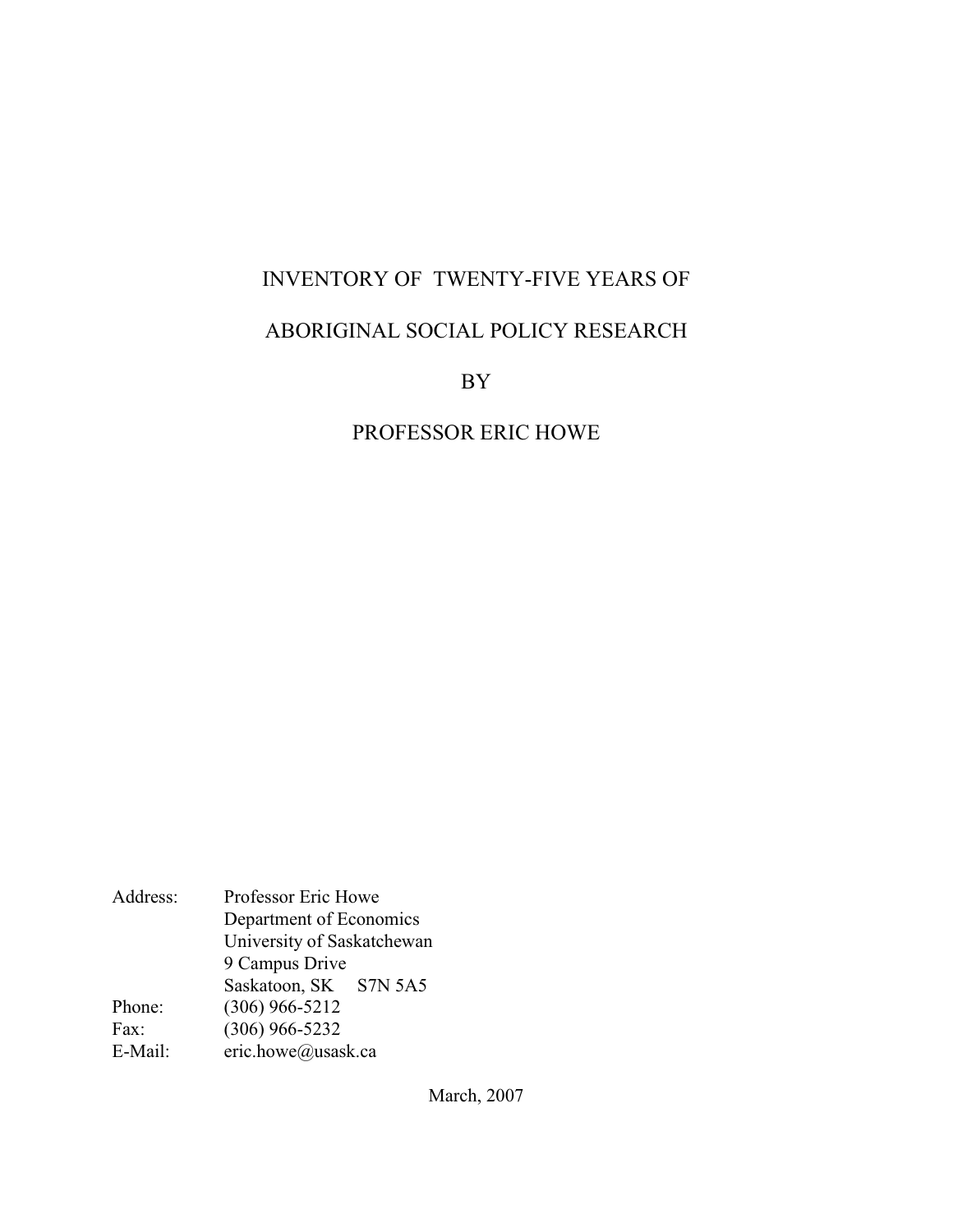# INVENTORY OF TWENTY-FIVE YEARS OF ABORIGINAL SOCIAL POLICY RESEARCH

BY

PROFESSOR ERIC HOWE

Address: Professor Eric Howe
Department of Economics
University of Saskatchewan
9 Campus Drive
Saskatoon, SK S7N 5A5

Phone: (306) 966-5212

Fax: (306) 966-5232

E-Mail: eric.howe@usask.ca

March, 2007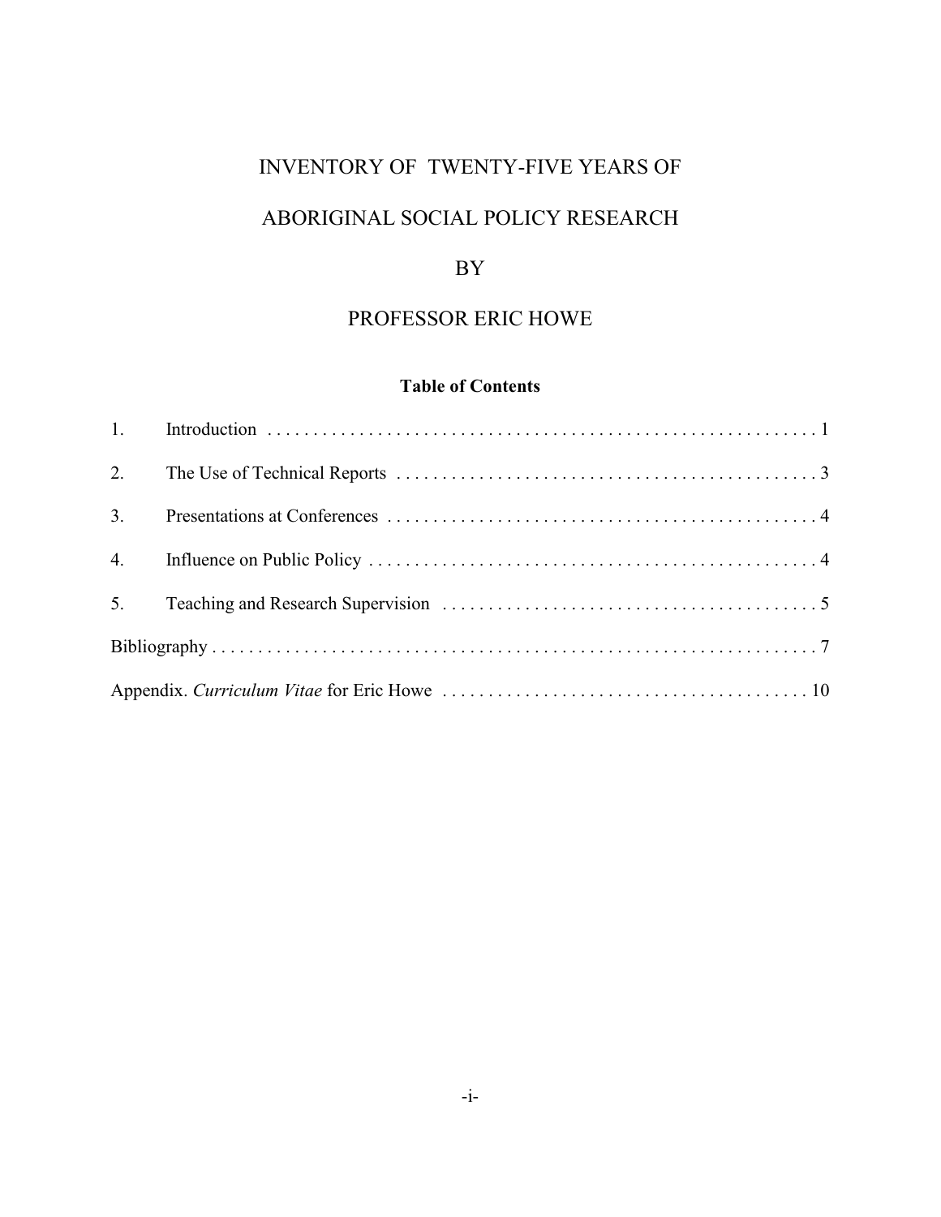# INVENTORY OF TWENTY-FIVE YEARS OF ABORIGINAL SOCIAL POLICY RESEARCH BY PROFESSOR ERIC HOWE

## Table of Contents

1. Introduction . . . . . . . . . . . . . . . . . . . . . . . . . . . . . . . . . . . . . . . . . . . . . . . . . . . . . . . . . . . . . . 1
2. The Use of Technical Reports . . . . . . . . . . . . . . . . . . . . . . . . . . . . . . . . . . . . . . . . . . . . . . . 3
3. Presentations at Conferences . . . . . . . . . . . . . . . . . . . . . . . . . . . . . . . . . . . . . . . . . . . . . . . . 4
4. Influence on Public Policy . . . . . . . . . . . . . . . . . . . . . . . . . . . . . . . . . . . . . . . . . . . . . . . . . . 4
5. Teaching and Research Supervision . . . . . . . . . . . . . . . . . . . . . . . . . . . . . . . . . . . . . . . . . 5

Bibliography . . . . . . . . . . . . . . . . . . . . . . . . . . . . . . . . . . . . . . . . . . . . . . . . . . . . . . . . . . . . . . . . . . 7

Appendix. *Curriculum Vitae* for Eric Howe . . . . . . . . . . . . . . . . . . . . . . . . . . . . . . . . . . . . . . . . 10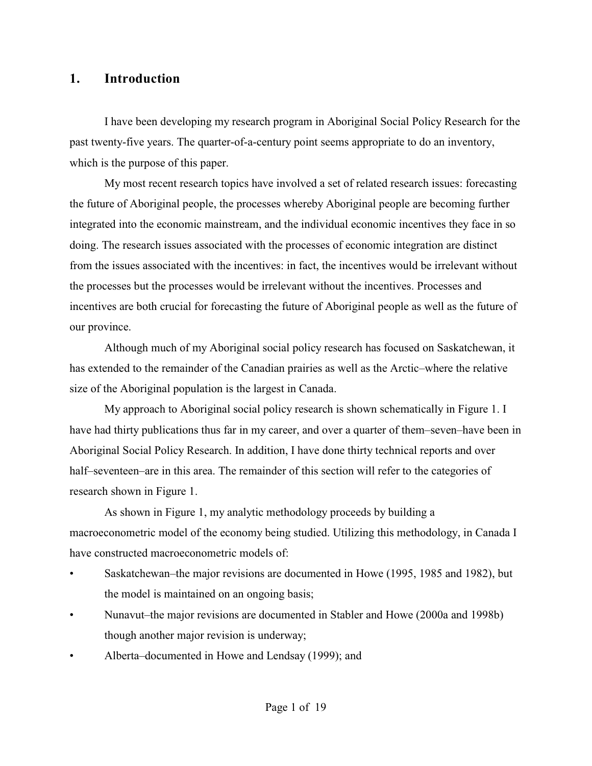## 1. Introduction

I have been developing my research program in Aboriginal Social Policy Research for the past twenty-five years. The quarter-of-a-century point seems appropriate to do an inventory, which is the purpose of this paper.

My most recent research topics have involved a set of related research issues: forecasting the future of Aboriginal people, the processes whereby Aboriginal people are becoming further integrated into the economic mainstream, and the individual economic incentives they face in so doing. The research issues associated with the processes of economic integration are distinct from the issues associated with the incentives: in fact, the incentives would be irrelevant without the processes but the processes would be irrelevant without the incentives. Processes and incentives are both crucial for forecasting the future of Aboriginal people as well as the future of our province.

Although much of my Aboriginal social policy research has focused on Saskatchewan, it has extended to the remainder of the Canadian prairies as well as the Arctic–where the relative size of the Aboriginal population is the largest in Canada.

My approach to Aboriginal social policy research is shown schematically in Figure 1. I have had thirty publications thus far in my career, and over a quarter of them–seven–have been in Aboriginal Social Policy Research. In addition, I have done thirty technical reports and over half–seventeen–are in this area. The remainder of this section will refer to the categories of research shown in Figure 1.

As shown in Figure 1, my analytic methodology proceeds by building a macroeconometric model of the economy being studied. Utilizing this methodology, in Canada I have constructed macroeconometric models of:

- Saskatchewan–the major revisions are documented in Howe (1995, 1985 and 1982), but the model is maintained on an ongoing basis;
- Nunavut–the major revisions are documented in Stabler and Howe (2000a and 1998b) though another major revision is underway;
- Alberta–documented in Howe and Lendsay (1999); and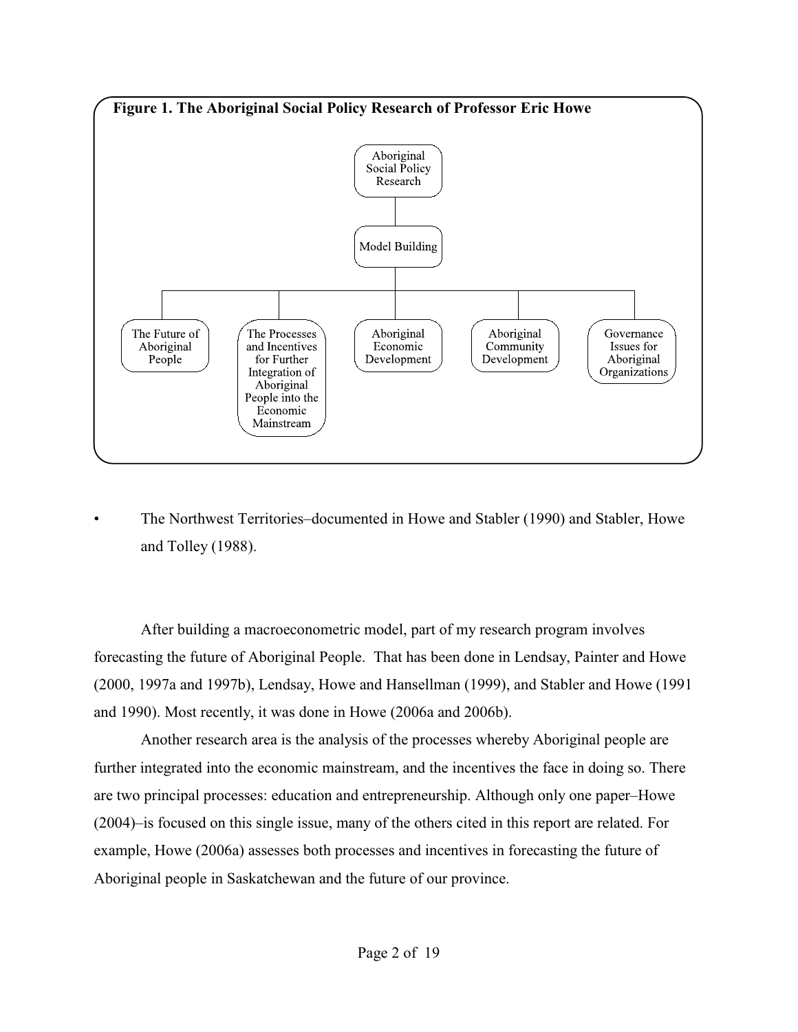**Figure 1. The Aboriginal Social Policy Research of Professor Eric Howe**

- Aboriginal Social Policy Research
  - Model Building
    - The Future of Aboriginal People
    - The Processes and Incentives for Further Integration of Aboriginal People into the Economic Mainstream
    - Aboriginal Economic Development
    - Aboriginal Community Development
    - Governance Issues for Aboriginal Organizations

- The Northwest Territories–documented in Howe and Stabler (1990) and Stabler, Howe and Tolley (1988).

After building a macroeconometric model, part of my research program involves forecasting the future of Aboriginal People. That has been done in Lendsay, Painter and Howe (2000, 1997a and 1997b), Lendsay, Howe and Hansellman (1999), and Stabler and Howe (1991 and 1990). Most recently, it was done in Howe (2006a and 2006b).

Another research area is the analysis of the processes whereby Aboriginal people are further integrated into the economic mainstream, and the incentives the face in doing so. There are two principal processes: education and entrepreneurship. Although only one paper–Howe (2004)–is focused on this single issue, many of the others cited in this report are related. For example, Howe (2006a) assesses both processes and incentives in forecasting the future of Aboriginal people in Saskatchewan and the future of our province.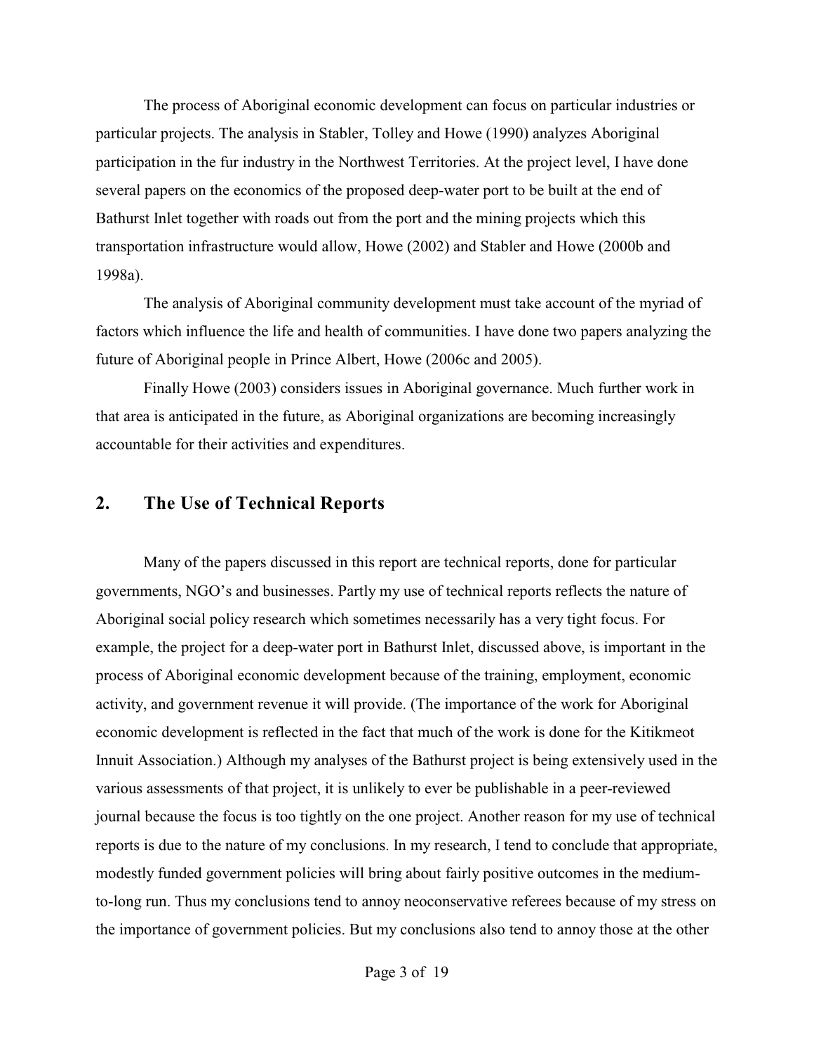The process of Aboriginal economic development can focus on particular industries or particular projects. The analysis in Stabler, Tolley and Howe (1990) analyzes Aboriginal participation in the fur industry in the Northwest Territories. At the project level, I have done several papers on the economics of the proposed deep-water port to be built at the end of Bathurst Inlet together with roads out from the port and the mining projects which this transportation infrastructure would allow, Howe (2002) and Stabler and Howe (2000b and 1998a).

The analysis of Aboriginal community development must take account of the myriad of factors which influence the life and health of communities. I have done two papers analyzing the future of Aboriginal people in Prince Albert, Howe (2006c and 2005).

Finally Howe (2003) considers issues in Aboriginal governance. Much further work in that area is anticipated in the future, as Aboriginal organizations are becoming increasingly accountable for their activities and expenditures.

## 2. The Use of Technical Reports

Many of the papers discussed in this report are technical reports, done for particular governments, NGO's and businesses. Partly my use of technical reports reflects the nature of Aboriginal social policy research which sometimes necessarily has a very tight focus. For example, the project for a deep-water port in Bathurst Inlet, discussed above, is important in the process of Aboriginal economic development because of the training, employment, economic activity, and government revenue it will provide. (The importance of the work for Aboriginal economic development is reflected in the fact that much of the work is done for the Kitikmeot Innuit Association.) Although my analyses of the Bathurst project is being extensively used in the various assessments of that project, it is unlikely to ever be publishable in a peer-reviewed journal because the focus is too tightly on the one project. Another reason for my use of technical reports is due to the nature of my conclusions. In my research, I tend to conclude that appropriate, modestly funded government policies will bring about fairly positive outcomes in the medium-to-long run. Thus my conclusions tend to annoy neoconservative referees because of my stress on the importance of government policies. But my conclusions also tend to annoy those at the other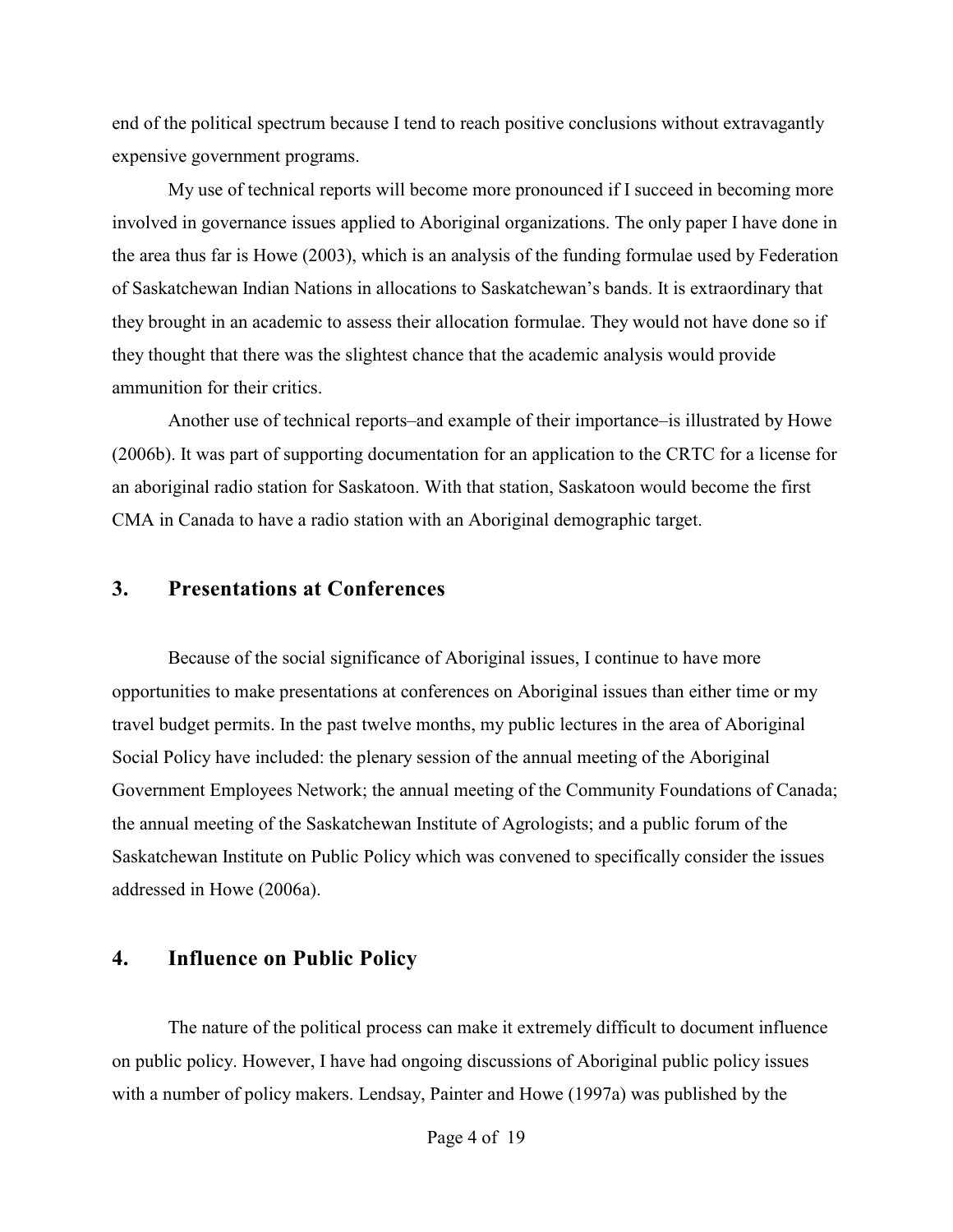end of the political spectrum because I tend to reach positive conclusions without extravagantly expensive government programs.

My use of technical reports will become more pronounced if I succeed in becoming more involved in governance issues applied to Aboriginal organizations. The only paper I have done in the area thus far is Howe (2003), which is an analysis of the funding formulae used by Federation of Saskatchewan Indian Nations in allocations to Saskatchewan's bands. It is extraordinary that they brought in an academic to assess their allocation formulae. They would not have done so if they thought that there was the slightest chance that the academic analysis would provide ammunition for their critics.

Another use of technical reports–and example of their importance–is illustrated by Howe (2006b). It was part of supporting documentation for an application to the CRTC for a license for an aboriginal radio station for Saskatoon. With that station, Saskatoon would become the first CMA in Canada to have a radio station with an Aboriginal demographic target.

## 3. Presentations at Conferences

Because of the social significance of Aboriginal issues, I continue to have more opportunities to make presentations at conferences on Aboriginal issues than either time or my travel budget permits. In the past twelve months, my public lectures in the area of Aboriginal Social Policy have included: the plenary session of the annual meeting of the Aboriginal Government Employees Network; the annual meeting of the Community Foundations of Canada; the annual meeting of the Saskatchewan Institute of Agrologists; and a public forum of the Saskatchewan Institute on Public Policy which was convened to specifically consider the issues addressed in Howe (2006a).

## 4. Influence on Public Policy

The nature of the political process can make it extremely difficult to document influence on public policy. However, I have had ongoing discussions of Aboriginal public policy issues with a number of policy makers. Lendsay, Painter and Howe (1997a) was published by the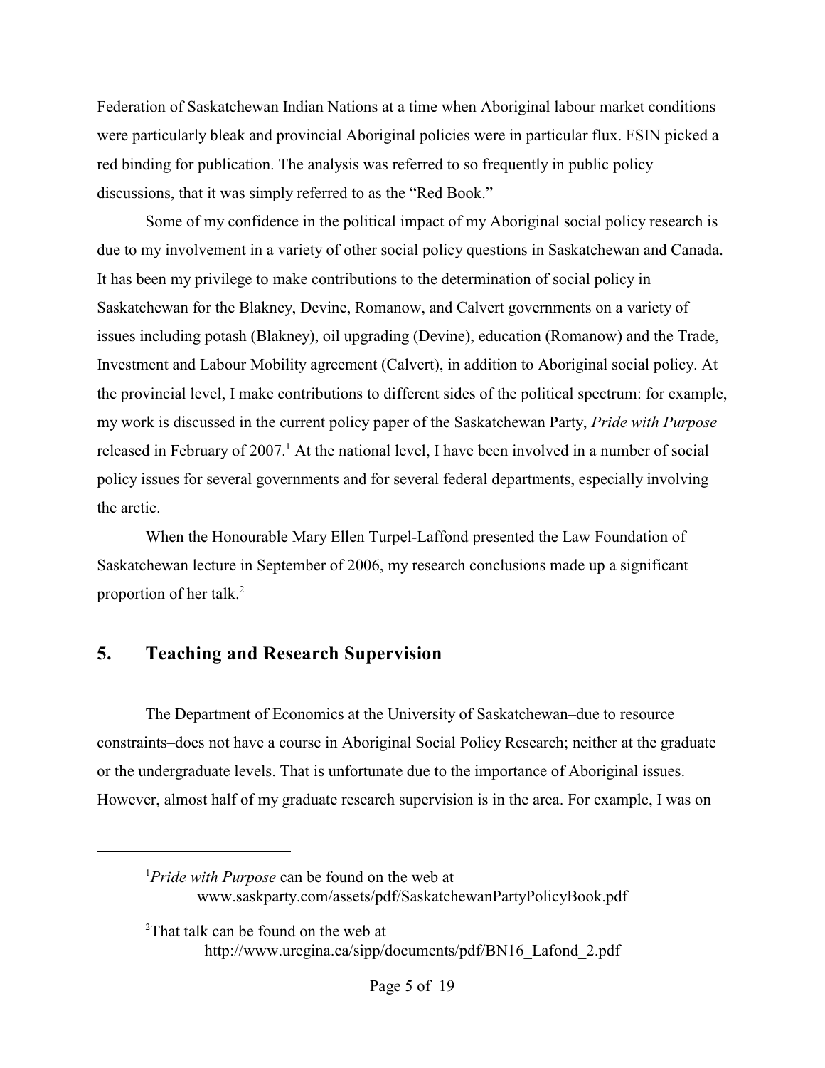Federation of Saskatchewan Indian Nations at a time when Aboriginal labour market conditions were particularly bleak and provincial Aboriginal policies were in particular flux. FSIN picked a red binding for publication. The analysis was referred to so frequently in public policy discussions, that it was simply referred to as the "Red Book."

Some of my confidence in the political impact of my Aboriginal social policy research is due to my involvement in a variety of other social policy questions in Saskatchewan and Canada. It has been my privilege to make contributions to the determination of social policy in Saskatchewan for the Blakney, Devine, Romanow, and Calvert governments on a variety of issues including potash (Blakney), oil upgrading (Devine), education (Romanow) and the Trade, Investment and Labour Mobility agreement (Calvert), in addition to Aboriginal social policy. At the provincial level, I make contributions to different sides of the political spectrum: for example, my work is discussed in the current policy paper of the Saskatchewan Party, *Pride with Purpose* released in February of 2007.[1] At the national level, I have been involved in a number of social policy issues for several governments and for several federal departments, especially involving the arctic.

When the Honourable Mary Ellen Turpel-Laffond presented the Law Foundation of Saskatchewan lecture in September of 2006, my research conclusions made up a significant proportion of her talk.[2]

## 5. Teaching and Research Supervision

The Department of Economics at the University of Saskatchewan–due to resource constraints–does not have a course in Aboriginal Social Policy Research; neither at the graduate or the undergraduate levels. That is unfortunate due to the importance of Aboriginal issues. However, almost half of my graduate research supervision is in the area. For example, I was on

---

[1] *Pride with Purpose* can be found on the web at www.saskparty.com/assets/pdf/SaskatchewanPartyPolicyBook.pdf

[2] That talk can be found on the web at http://www.uregina.ca/sipp/documents/pdf/BN16_Lafond_2.pdf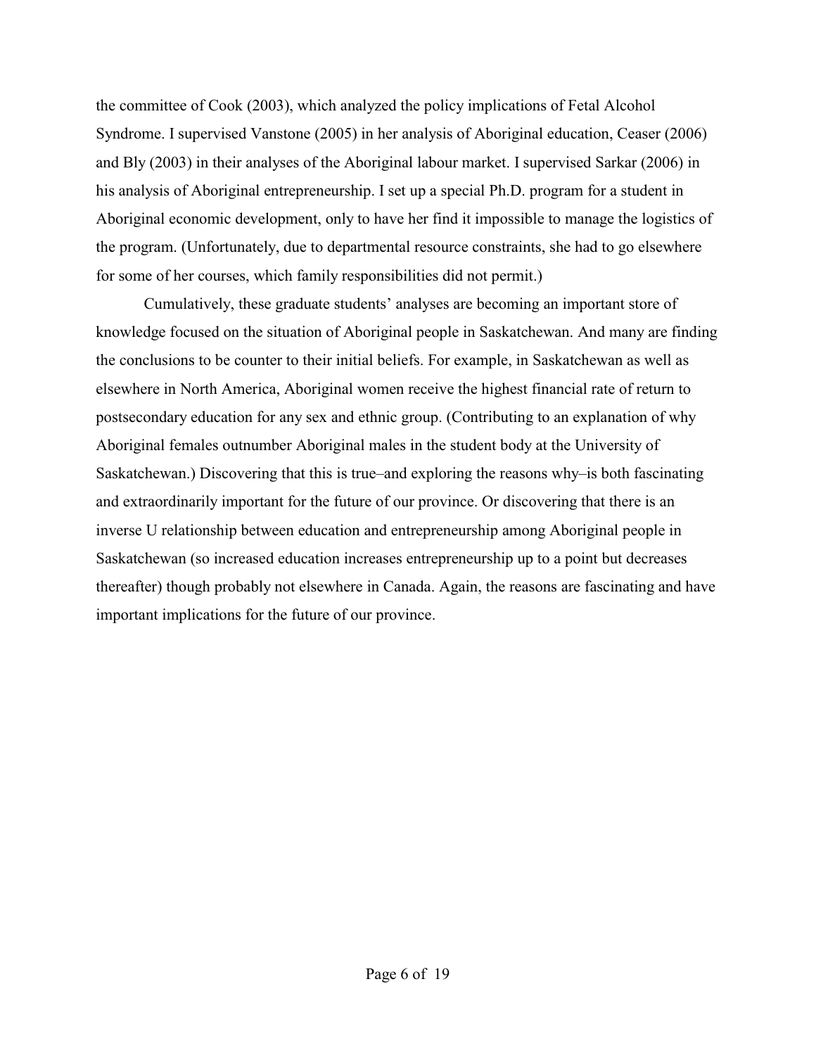the committee of Cook (2003), which analyzed the policy implications of Fetal Alcohol Syndrome. I supervised Vanstone (2005) in her analysis of Aboriginal education, Ceaser (2006) and Bly (2003) in their analyses of the Aboriginal labour market. I supervised Sarkar (2006) in his analysis of Aboriginal entrepreneurship. I set up a special Ph.D. program for a student in Aboriginal economic development, only to have her find it impossible to manage the logistics of the program. (Unfortunately, due to departmental resource constraints, she had to go elsewhere for some of her courses, which family responsibilities did not permit.)

Cumulatively, these graduate students' analyses are becoming an important store of knowledge focused on the situation of Aboriginal people in Saskatchewan. And many are finding the conclusions to be counter to their initial beliefs. For example, in Saskatchewan as well as elsewhere in North America, Aboriginal women receive the highest financial rate of return to postsecondary education for any sex and ethnic group. (Contributing to an explanation of why Aboriginal females outnumber Aboriginal males in the student body at the University of Saskatchewan.) Discovering that this is true–and exploring the reasons why–is both fascinating and extraordinarily important for the future of our province. Or discovering that there is an inverse U relationship between education and entrepreneurship among Aboriginal people in Saskatchewan (so increased education increases entrepreneurship up to a point but decreases thereafter) though probably not elsewhere in Canada. Again, the reasons are fascinating and have important implications for the future of our province.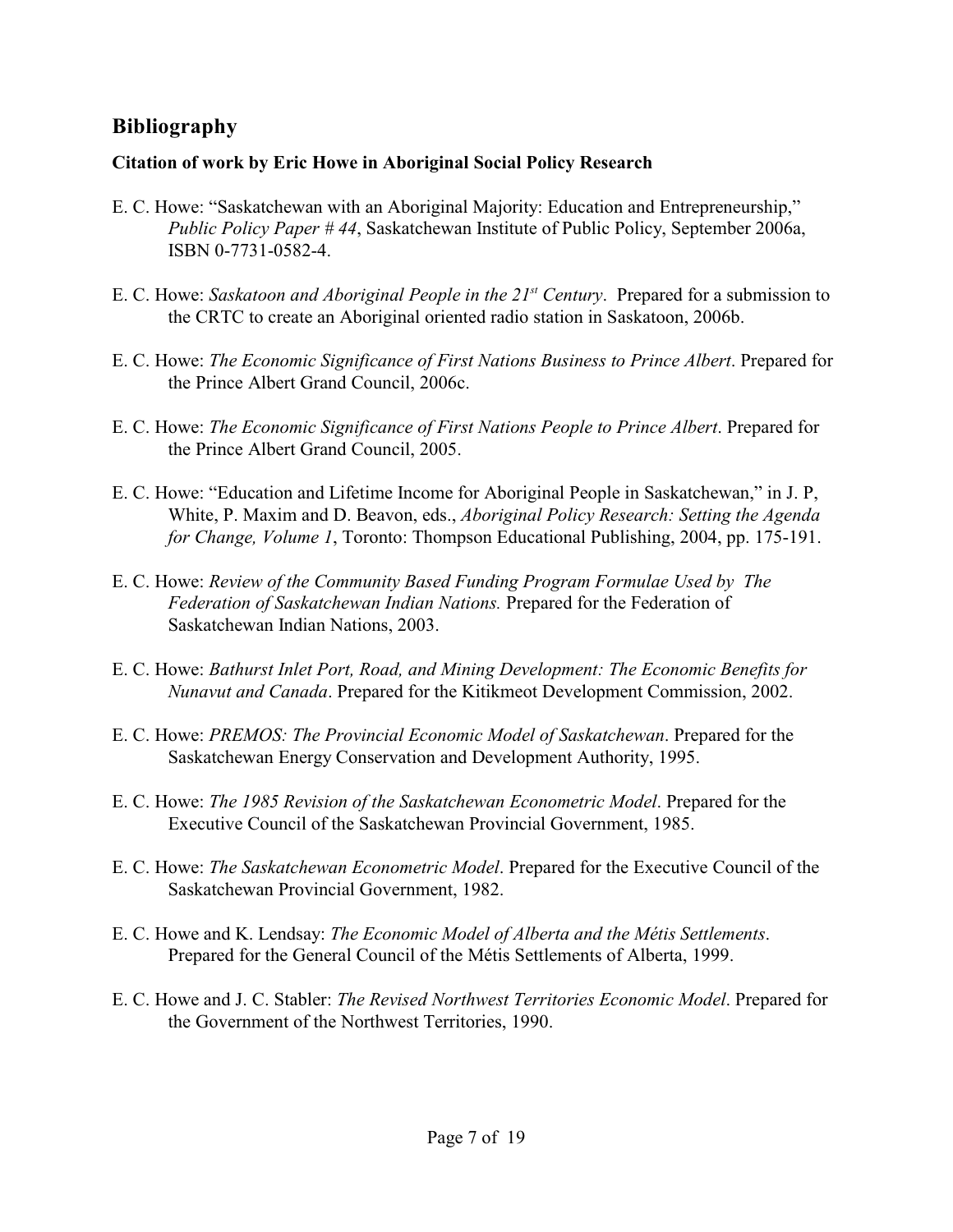## Bibliography

### Citation of work by Eric Howe in Aboriginal Social Policy Research

E. C. Howe: "Saskatchewan with an Aboriginal Majority: Education and Entrepreneurship," *Public Policy Paper # 44*, Saskatchewan Institute of Public Policy, September 2006a, ISBN 0-7731-0582-4.

E. C. Howe: *Saskatoon and Aboriginal People in the 21st Century*. Prepared for a submission to the CRTC to create an Aboriginal oriented radio station in Saskatoon, 2006b.

E. C. Howe: *The Economic Significance of First Nations Business to Prince Albert*. Prepared for the Prince Albert Grand Council, 2006c.

E. C. Howe: *The Economic Significance of First Nations People to Prince Albert*. Prepared for the Prince Albert Grand Council, 2005.

E. C. Howe: "Education and Lifetime Income for Aboriginal People in Saskatchewan," in J. P, White, P. Maxim and D. Beavon, eds., *Aboriginal Policy Research: Setting the Agenda for Change, Volume 1*, Toronto: Thompson Educational Publishing, 2004, pp. 175-191.

E. C. Howe: *Review of the Community Based Funding Program Formulae Used by The Federation of Saskatchewan Indian Nations.* Prepared for the Federation of Saskatchewan Indian Nations, 2003.

E. C. Howe: *Bathurst Inlet Port, Road, and Mining Development: The Economic Benefits for Nunavut and Canada*. Prepared for the Kitikmeot Development Commission, 2002.

E. C. Howe: *PREMOS: The Provincial Economic Model of Saskatchewan*. Prepared for the Saskatchewan Energy Conservation and Development Authority, 1995.

E. C. Howe: *The 1985 Revision of the Saskatchewan Econometric Model*. Prepared for the Executive Council of the Saskatchewan Provincial Government, 1985.

E. C. Howe: *The Saskatchewan Econometric Model*. Prepared for the Executive Council of the Saskatchewan Provincial Government, 1982.

E. C. Howe and K. Lendsay: *The Economic Model of Alberta and the Métis Settlements*. Prepared for the General Council of the Métis Settlements of Alberta, 1999.

E. C. Howe and J. C. Stabler: *The Revised Northwest Territories Economic Model*. Prepared for the Government of the Northwest Territories, 1990.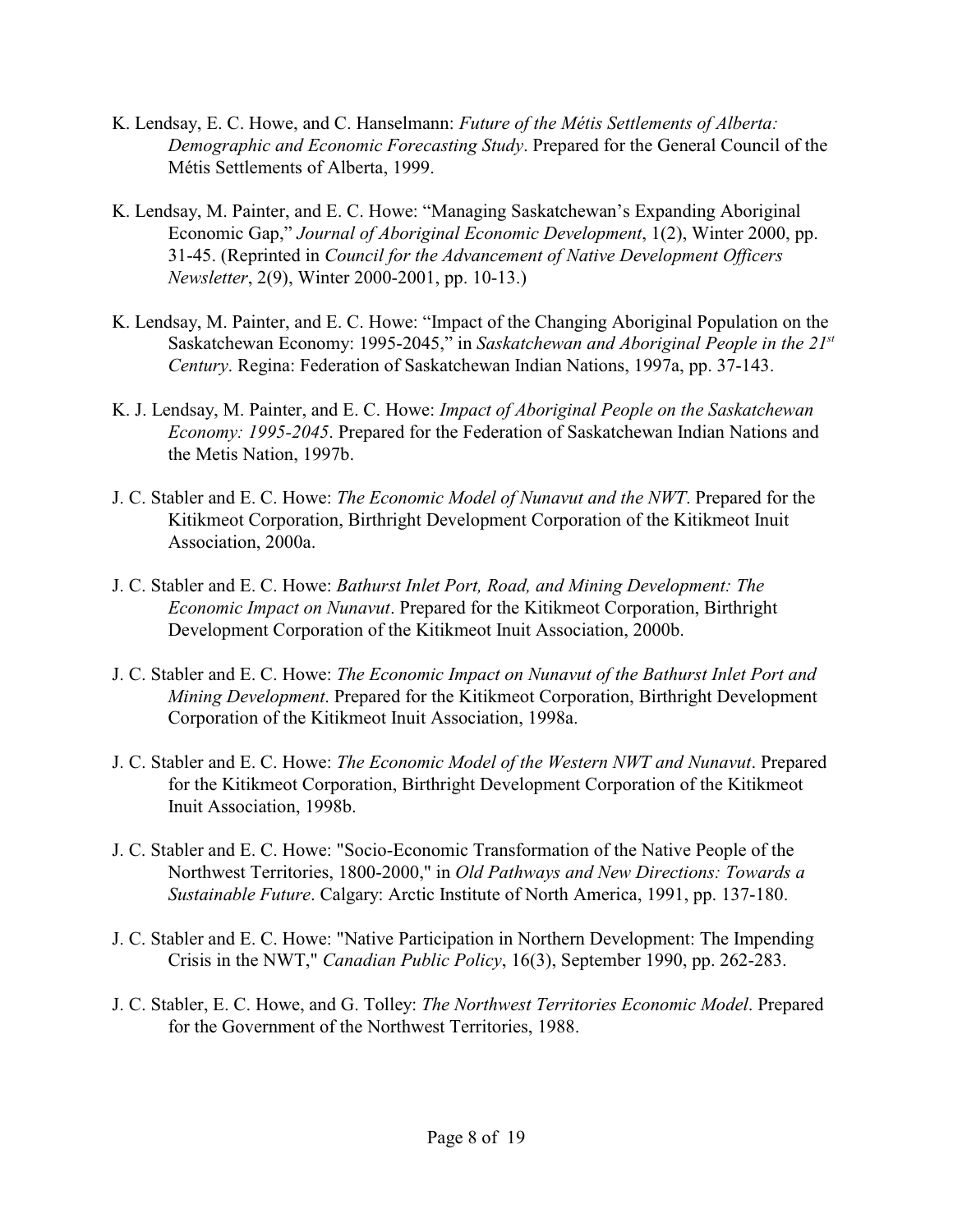K. Lendsay, E. C. Howe, and C. Hanselmann: *Future of the Métis Settlements of Alberta: Demographic and Economic Forecasting Study*. Prepared for the General Council of the Métis Settlements of Alberta, 1999.

K. Lendsay, M. Painter, and E. C. Howe: "Managing Saskatchewan's Expanding Aboriginal Economic Gap," *Journal of Aboriginal Economic Development*, 1(2), Winter 2000, pp. 31-45. (Reprinted in *Council for the Advancement of Native Development Officers Newsletter*, 2(9), Winter 2000-2001, pp. 10-13.)

K. Lendsay, M. Painter, and E. C. Howe: "Impact of the Changing Aboriginal Population on the Saskatchewan Economy: 1995-2045," in *Saskatchewan and Aboriginal People in the 21st Century*. Regina: Federation of Saskatchewan Indian Nations, 1997a, pp. 37-143.

K. J. Lendsay, M. Painter, and E. C. Howe: *Impact of Aboriginal People on the Saskatchewan Economy: 1995-2045*. Prepared for the Federation of Saskatchewan Indian Nations and the Metis Nation, 1997b.

J. C. Stabler and E. C. Howe: *The Economic Model of Nunavut and the NWT*. Prepared for the Kitikmeot Corporation, Birthright Development Corporation of the Kitikmeot Inuit Association, 2000a.

J. C. Stabler and E. C. Howe: *Bathurst Inlet Port, Road, and Mining Development: The Economic Impact on Nunavut*. Prepared for the Kitikmeot Corporation, Birthright Development Corporation of the Kitikmeot Inuit Association, 2000b.

J. C. Stabler and E. C. Howe: *The Economic Impact on Nunavut of the Bathurst Inlet Port and Mining Development*. Prepared for the Kitikmeot Corporation, Birthright Development Corporation of the Kitikmeot Inuit Association, 1998a.

J. C. Stabler and E. C. Howe: *The Economic Model of the Western NWT and Nunavut*. Prepared for the Kitikmeot Corporation, Birthright Development Corporation of the Kitikmeot Inuit Association, 1998b.

J. C. Stabler and E. C. Howe: "Socio-Economic Transformation of the Native People of the Northwest Territories, 1800-2000," in *Old Pathways and New Directions: Towards a Sustainable Future*. Calgary: Arctic Institute of North America, 1991, pp. 137-180.

J. C. Stabler and E. C. Howe: "Native Participation in Northern Development: The Impending Crisis in the NWT," *Canadian Public Policy*, 16(3), September 1990, pp. 262-283.

J. C. Stabler, E. C. Howe, and G. Tolley: *The Northwest Territories Economic Model*. Prepared for the Government of the Northwest Territories, 1988.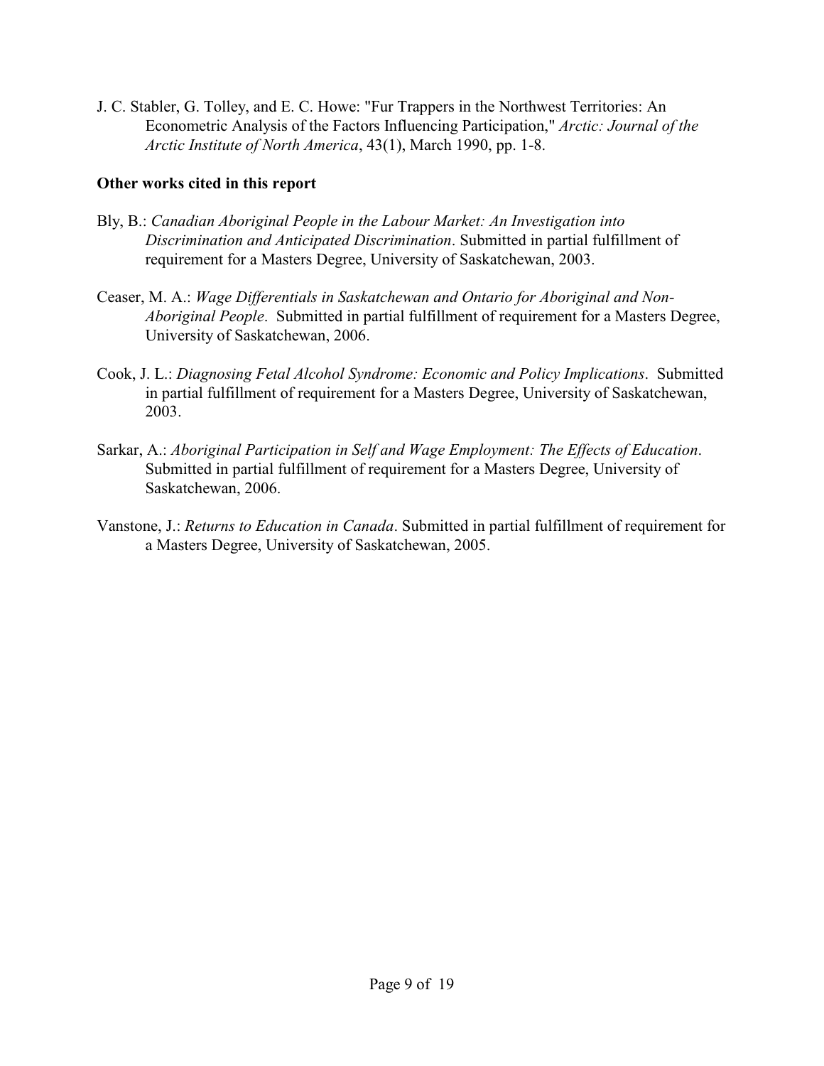J. C. Stabler, G. Tolley, and E. C. Howe: "Fur Trappers in the Northwest Territories: An Econometric Analysis of the Factors Influencing Participation," *Arctic: Journal of the Arctic Institute of North America*, 43(1), March 1990, pp. 1-8.

**Other works cited in this report**

Bly, B.: *Canadian Aboriginal People in the Labour Market: An Investigation into Discrimination and Anticipated Discrimination*. Submitted in partial fulfillment of requirement for a Masters Degree, University of Saskatchewan, 2003.

Ceaser, M. A.: *Wage Differentials in Saskatchewan and Ontario for Aboriginal and Non-Aboriginal People*. Submitted in partial fulfillment of requirement for a Masters Degree, University of Saskatchewan, 2006.

Cook, J. L.: *Diagnosing Fetal Alcohol Syndrome: Economic and Policy Implications*. Submitted in partial fulfillment of requirement for a Masters Degree, University of Saskatchewan, 2003.

Sarkar, A.: *Aboriginal Participation in Self and Wage Employment: The Effects of Education*. Submitted in partial fulfillment of requirement for a Masters Degree, University of Saskatchewan, 2006.

Vanstone, J.: *Returns to Education in Canada*. Submitted in partial fulfillment of requirement for a Masters Degree, University of Saskatchewan, 2005.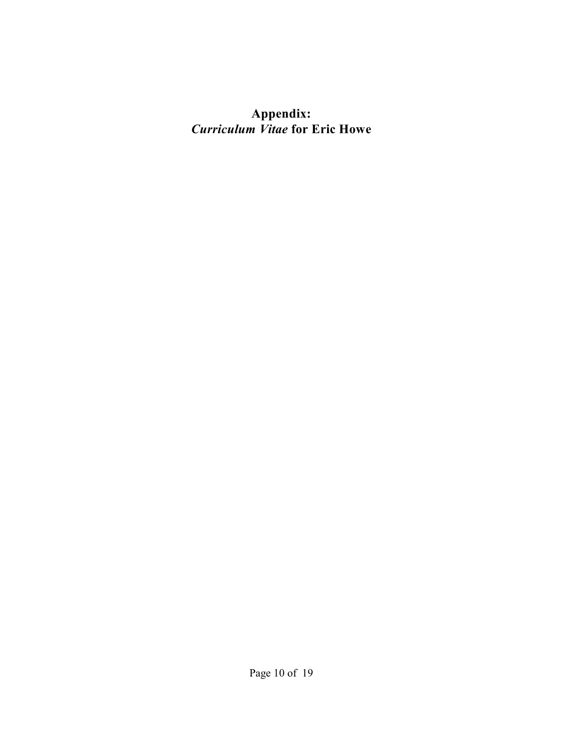# Appendix:
# *Curriculum Vitae* for Eric Howe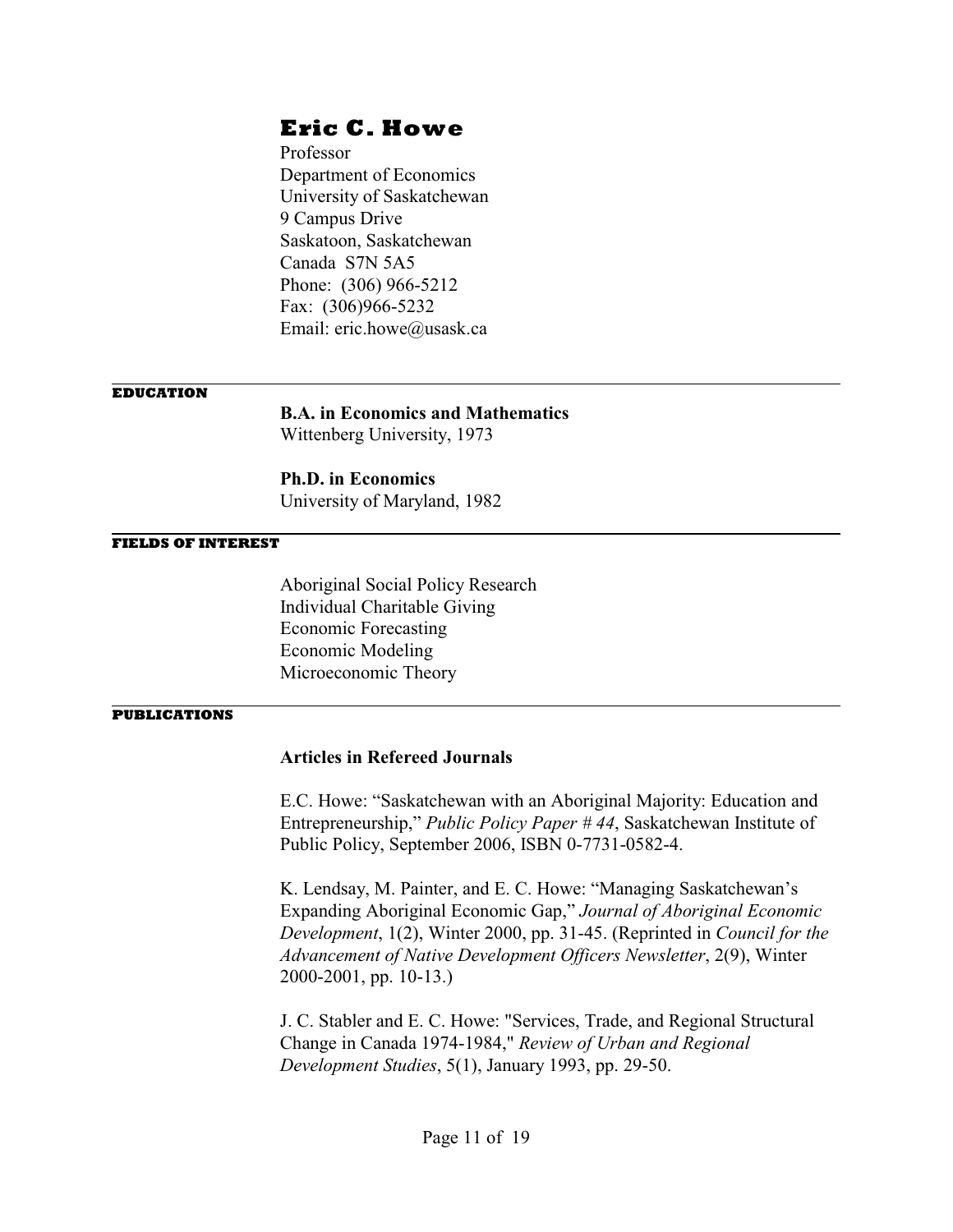# Eric C. Howe

Professor
Department of Economics
University of Saskatchewan
9 Campus Drive
Saskatoon, Saskatchewan
Canada S7N 5A5
Phone: (306) 966-5212
Fax: (306)966-5232
Email: eric.howe@usask.ca

## EDUCATION

**B.A. in Economics and Mathematics**
Wittenberg University, 1973

**Ph.D. in Economics**
University of Maryland, 1982

## FIELDS OF INTEREST

Aboriginal Social Policy Research
Individual Charitable Giving
Economic Forecasting
Economic Modeling
Microeconomic Theory

## PUBLICATIONS

### Articles in Refereed Journals

E.C. Howe: "Saskatchewan with an Aboriginal Majority: Education and Entrepreneurship," *Public Policy Paper # 44*, Saskatchewan Institute of Public Policy, September 2006, ISBN 0-7731-0582-4.

K. Lendsay, M. Painter, and E. C. Howe: "Managing Saskatchewan's Expanding Aboriginal Economic Gap," *Journal of Aboriginal Economic Development*, 1(2), Winter 2000, pp. 31-45. (Reprinted in *Council for the Advancement of Native Development Officers Newsletter*, 2(9), Winter 2000-2001, pp. 10-13.)

J. C. Stabler and E. C. Howe: "Services, Trade, and Regional Structural Change in Canada 1974-1984," *Review of Urban and Regional Development Studies*, 5(1), January 1993, pp. 29-50.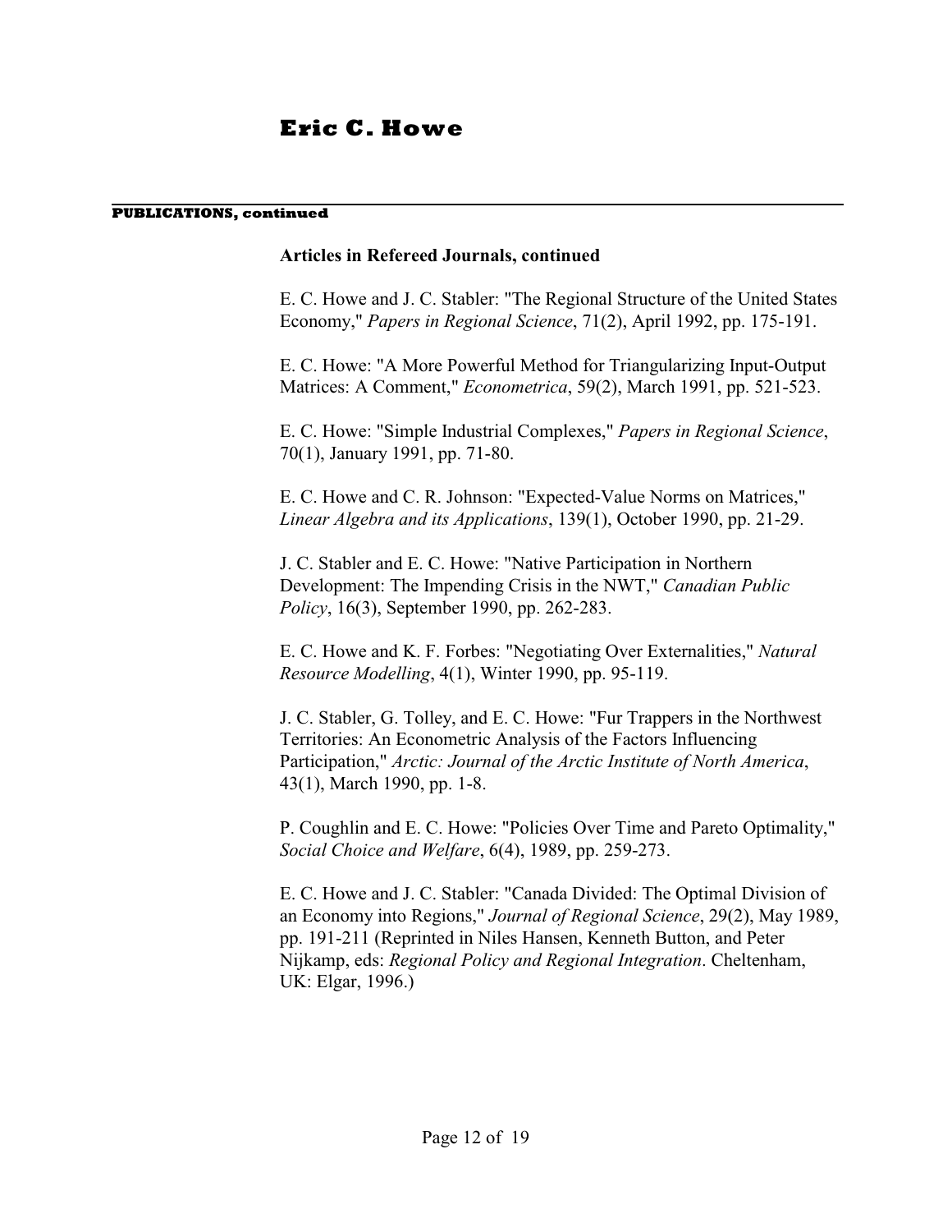**PUBLICATIONS, continued**

### Articles in Refereed Journals, continued

E. C. Howe and J. C. Stabler: "The Regional Structure of the United States Economy," *Papers in Regional Science*, 71(2), April 1992, pp. 175-191.

E. C. Howe: "A More Powerful Method for Triangularizing Input-Output Matrices: A Comment," *Econometrica*, 59(2), March 1991, pp. 521-523.

E. C. Howe: "Simple Industrial Complexes," *Papers in Regional Science*, 70(1), January 1991, pp. 71-80.

E. C. Howe and C. R. Johnson: "Expected-Value Norms on Matrices," *Linear Algebra and its Applications*, 139(1), October 1990, pp. 21-29.

J. C. Stabler and E. C. Howe: "Native Participation in Northern Development: The Impending Crisis in the NWT," *Canadian Public Policy*, 16(3), September 1990, pp. 262-283.

E. C. Howe and K. F. Forbes: "Negotiating Over Externalities," *Natural Resource Modelling*, 4(1), Winter 1990, pp. 95-119.

J. C. Stabler, G. Tolley, and E. C. Howe: "Fur Trappers in the Northwest Territories: An Econometric Analysis of the Factors Influencing Participation," *Arctic: Journal of the Arctic Institute of North America*, 43(1), March 1990, pp. 1-8.

P. Coughlin and E. C. Howe: "Policies Over Time and Pareto Optimality," *Social Choice and Welfare*, 6(4), 1989, pp. 259-273.

E. C. Howe and J. C. Stabler: "Canada Divided: The Optimal Division of an Economy into Regions," *Journal of Regional Science*, 29(2), May 1989, pp. 191-211 (Reprinted in Niles Hansen, Kenneth Button, and Peter Nijkamp, eds: *Regional Policy and Regional Integration*. Cheltenham, UK: Elgar, 1996.)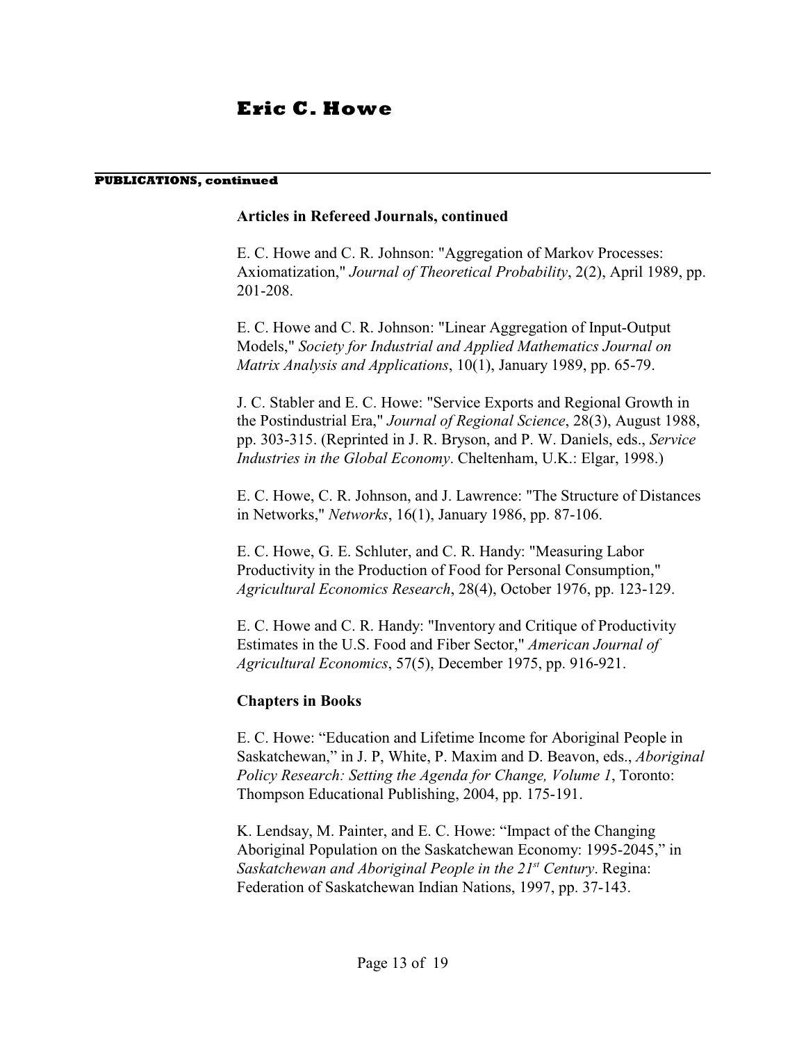**PUBLICATIONS, continued**

### Articles in Refereed Journals, continued

E. C. Howe and C. R. Johnson: "Aggregation of Markov Processes: Axiomatization," *Journal of Theoretical Probability*, 2(2), April 1989, pp. 201-208.

E. C. Howe and C. R. Johnson: "Linear Aggregation of Input-Output Models," *Society for Industrial and Applied Mathematics Journal on Matrix Analysis and Applications*, 10(1), January 1989, pp. 65-79.

J. C. Stabler and E. C. Howe: "Service Exports and Regional Growth in the Postindustrial Era," *Journal of Regional Science*, 28(3), August 1988, pp. 303-315. (Reprinted in J. R. Bryson, and P. W. Daniels, eds., *Service Industries in the Global Economy*. Cheltenham, U.K.: Elgar, 1998.)

E. C. Howe, C. R. Johnson, and J. Lawrence: "The Structure of Distances in Networks," *Networks*, 16(1), January 1986, pp. 87-106.

E. C. Howe, G. E. Schluter, and C. R. Handy: "Measuring Labor Productivity in the Production of Food for Personal Consumption," *Agricultural Economics Research*, 28(4), October 1976, pp. 123-129.

E. C. Howe and C. R. Handy: "Inventory and Critique of Productivity Estimates in the U.S. Food and Fiber Sector," *American Journal of Agricultural Economics*, 57(5), December 1975, pp. 916-921.

### Chapters in Books

E. C. Howe: "Education and Lifetime Income for Aboriginal People in Saskatchewan," in J. P, White, P. Maxim and D. Beavon, eds., *Aboriginal Policy Research: Setting the Agenda for Change, Volume 1*, Toronto: Thompson Educational Publishing, 2004, pp. 175-191.

K. Lendsay, M. Painter, and E. C. Howe: "Impact of the Changing Aboriginal Population on the Saskatchewan Economy: 1995-2045," in *Saskatchewan and Aboriginal People in the 21st Century*. Regina: Federation of Saskatchewan Indian Nations, 1997, pp. 37-143.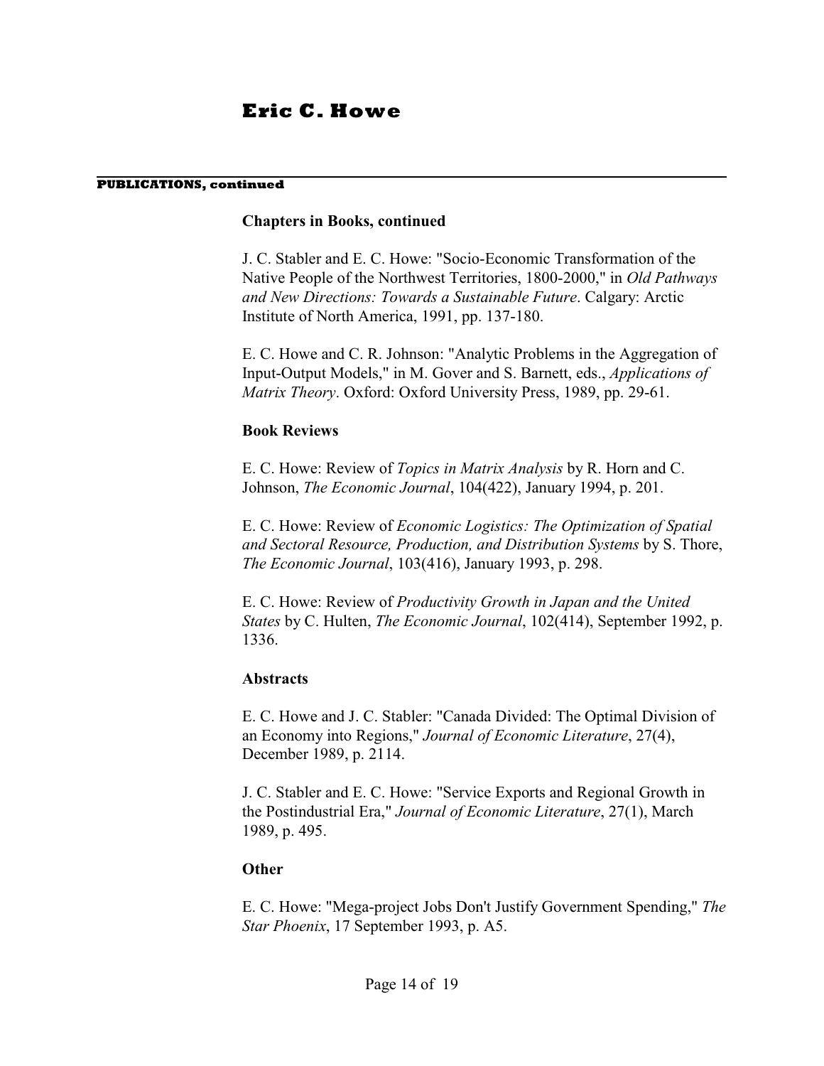**PUBLICATIONS, continued**

### Chapters in Books, continued

J. C. Stabler and E. C. Howe: "Socio-Economic Transformation of the Native People of the Northwest Territories, 1800-2000," in *Old Pathways and New Directions: Towards a Sustainable Future*. Calgary: Arctic Institute of North America, 1991, pp. 137-180.

E. C. Howe and C. R. Johnson: "Analytic Problems in the Aggregation of Input-Output Models," in M. Gover and S. Barnett, eds., *Applications of Matrix Theory*. Oxford: Oxford University Press, 1989, pp. 29-61.

### Book Reviews

E. C. Howe: Review of *Topics in Matrix Analysis* by R. Horn and C. Johnson, *The Economic Journal*, 104(422), January 1994, p. 201.

E. C. Howe: Review of *Economic Logistics: The Optimization of Spatial and Sectoral Resource, Production, and Distribution Systems* by S. Thore, *The Economic Journal*, 103(416), January 1993, p. 298.

E. C. Howe: Review of *Productivity Growth in Japan and the United States* by C. Hulten, *The Economic Journal*, 102(414), September 1992, p. 1336.

### Abstracts

E. C. Howe and J. C. Stabler: "Canada Divided: The Optimal Division of an Economy into Regions," *Journal of Economic Literature*, 27(4), December 1989, p. 2114.

J. C. Stabler and E. C. Howe: "Service Exports and Regional Growth in the Postindustrial Era," *Journal of Economic Literature*, 27(1), March 1989, p. 495.

### Other

E. C. Howe: "Mega-project Jobs Don't Justify Government Spending," *The Star Phoenix*, 17 September 1993, p. A5.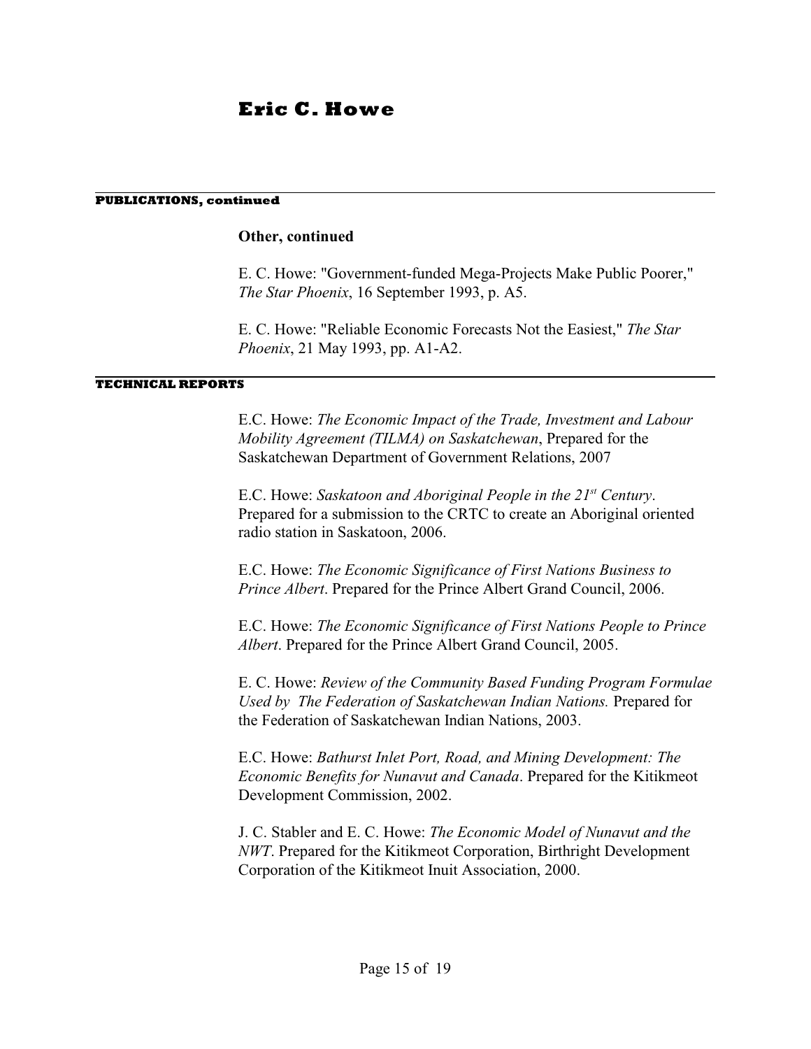## PUBLICATIONS, continued

### Other, continued

E. C. Howe: "Government-funded Mega-Projects Make Public Poorer," *The Star Phoenix*, 16 September 1993, p. A5.

E. C. Howe: "Reliable Economic Forecasts Not the Easiest," *The Star Phoenix*, 21 May 1993, pp. A1-A2.

## TECHNICAL REPORTS

E.C. Howe: *The Economic Impact of the Trade, Investment and Labour Mobility Agreement (TILMA) on Saskatchewan*, Prepared for the Saskatchewan Department of Government Relations, 2007

E.C. Howe: *Saskatoon and Aboriginal People in the 21st Century*. Prepared for a submission to the CRTC to create an Aboriginal oriented radio station in Saskatoon, 2006.

E.C. Howe: *The Economic Significance of First Nations Business to Prince Albert*. Prepared for the Prince Albert Grand Council, 2006.

E.C. Howe: *The Economic Significance of First Nations People to Prince Albert*. Prepared for the Prince Albert Grand Council, 2005.

E. C. Howe: *Review of the Community Based Funding Program Formulae Used by The Federation of Saskatchewan Indian Nations.* Prepared for the Federation of Saskatchewan Indian Nations, 2003.

E.C. Howe: *Bathurst Inlet Port, Road, and Mining Development: The Economic Benefits for Nunavut and Canada*. Prepared for the Kitikmeot Development Commission, 2002.

J. C. Stabler and E. C. Howe: *The Economic Model of Nunavut and the NWT*. Prepared for the Kitikmeot Corporation, Birthright Development Corporation of the Kitikmeot Inuit Association, 2000.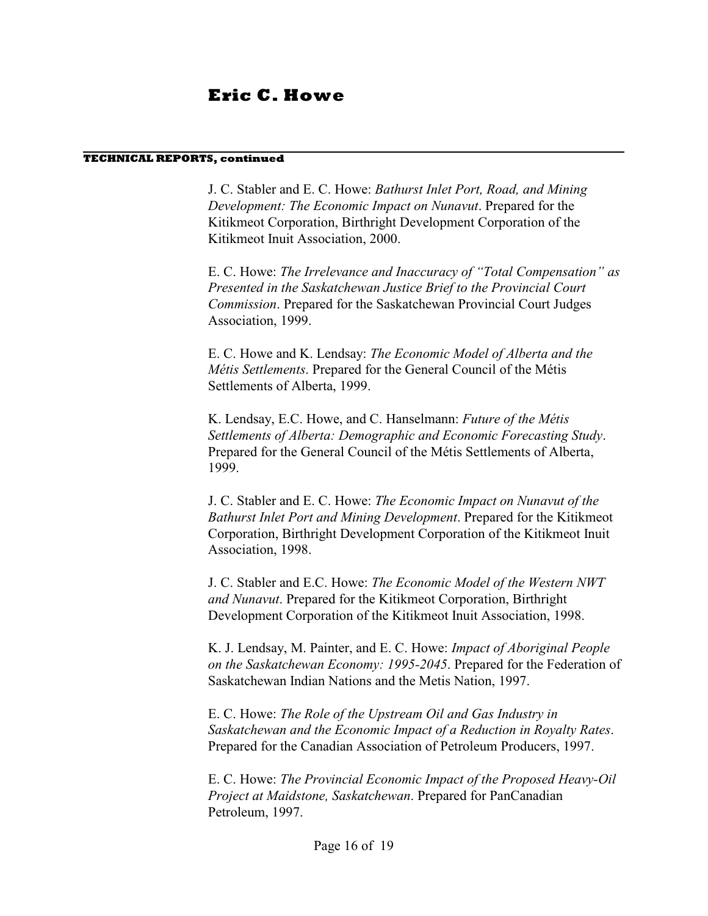**TECHNICAL REPORTS, continued**

J. C. Stabler and E. C. Howe: *Bathurst Inlet Port, Road, and Mining Development: The Economic Impact on Nunavut*. Prepared for the Kitikmeot Corporation, Birthright Development Corporation of the Kitikmeot Inuit Association, 2000.

E. C. Howe: *The Irrelevance and Inaccuracy of "Total Compensation" as Presented in the Saskatchewan Justice Brief to the Provincial Court Commission*. Prepared for the Saskatchewan Provincial Court Judges Association, 1999.

E. C. Howe and K. Lendsay: *The Economic Model of Alberta and the Métis Settlements*. Prepared for the General Council of the Métis Settlements of Alberta, 1999.

K. Lendsay, E.C. Howe, and C. Hanselmann: *Future of the Métis Settlements of Alberta: Demographic and Economic Forecasting Study*. Prepared for the General Council of the Métis Settlements of Alberta, 1999.

J. C. Stabler and E. C. Howe: *The Economic Impact on Nunavut of the Bathurst Inlet Port and Mining Development*. Prepared for the Kitikmeot Corporation, Birthright Development Corporation of the Kitikmeot Inuit Association, 1998.

J. C. Stabler and E.C. Howe: *The Economic Model of the Western NWT and Nunavut*. Prepared for the Kitikmeot Corporation, Birthright Development Corporation of the Kitikmeot Inuit Association, 1998.

K. J. Lendsay, M. Painter, and E. C. Howe: *Impact of Aboriginal People on the Saskatchewan Economy: 1995-2045*. Prepared for the Federation of Saskatchewan Indian Nations and the Metis Nation, 1997.

E. C. Howe: *The Role of the Upstream Oil and Gas Industry in Saskatchewan and the Economic Impact of a Reduction in Royalty Rates*. Prepared for the Canadian Association of Petroleum Producers, 1997.

E. C. Howe: *The Provincial Economic Impact of the Proposed Heavy-Oil Project at Maidstone, Saskatchewan*. Prepared for PanCanadian Petroleum, 1997.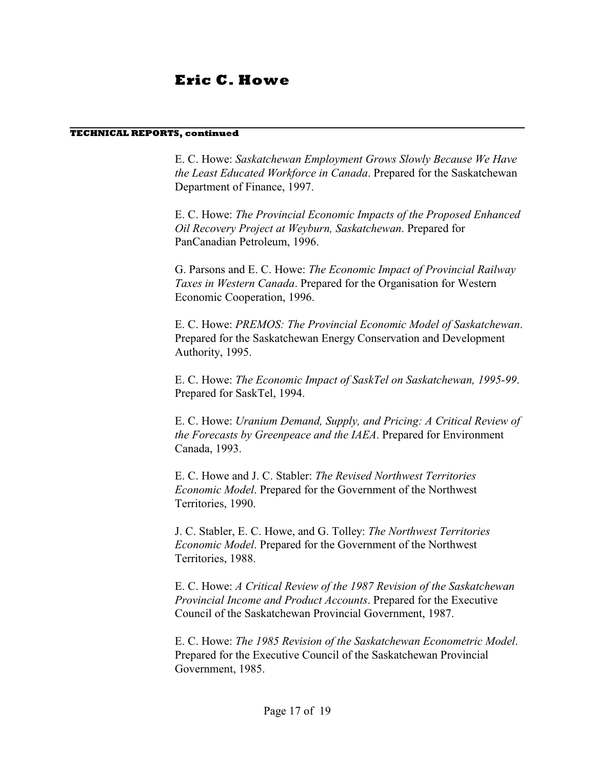**TECHNICAL REPORTS, continued**

E. C. Howe: *Saskatchewan Employment Grows Slowly Because We Have the Least Educated Workforce in Canada*. Prepared for the Saskatchewan Department of Finance, 1997.

E. C. Howe: *The Provincial Economic Impacts of the Proposed Enhanced Oil Recovery Project at Weyburn, Saskatchewan*. Prepared for PanCanadian Petroleum, 1996.

G. Parsons and E. C. Howe: *The Economic Impact of Provincial Railway Taxes in Western Canada*. Prepared for the Organisation for Western Economic Cooperation, 1996.

E. C. Howe: *PREMOS: The Provincial Economic Model of Saskatchewan*. Prepared for the Saskatchewan Energy Conservation and Development Authority, 1995.

E. C. Howe: *The Economic Impact of SaskTel on Saskatchewan, 1995-99*. Prepared for SaskTel, 1994.

E. C. Howe: *Uranium Demand, Supply, and Pricing: A Critical Review of the Forecasts by Greenpeace and the IAEA*. Prepared for Environment Canada, 1993.

E. C. Howe and J. C. Stabler: *The Revised Northwest Territories Economic Model*. Prepared for the Government of the Northwest Territories, 1990.

J. C. Stabler, E. C. Howe, and G. Tolley: *The Northwest Territories Economic Model*. Prepared for the Government of the Northwest Territories, 1988.

E. C. Howe: *A Critical Review of the 1987 Revision of the Saskatchewan Provincial Income and Product Accounts*. Prepared for the Executive Council of the Saskatchewan Provincial Government, 1987.

E. C. Howe: *The 1985 Revision of the Saskatchewan Econometric Model*. Prepared for the Executive Council of the Saskatchewan Provincial Government, 1985.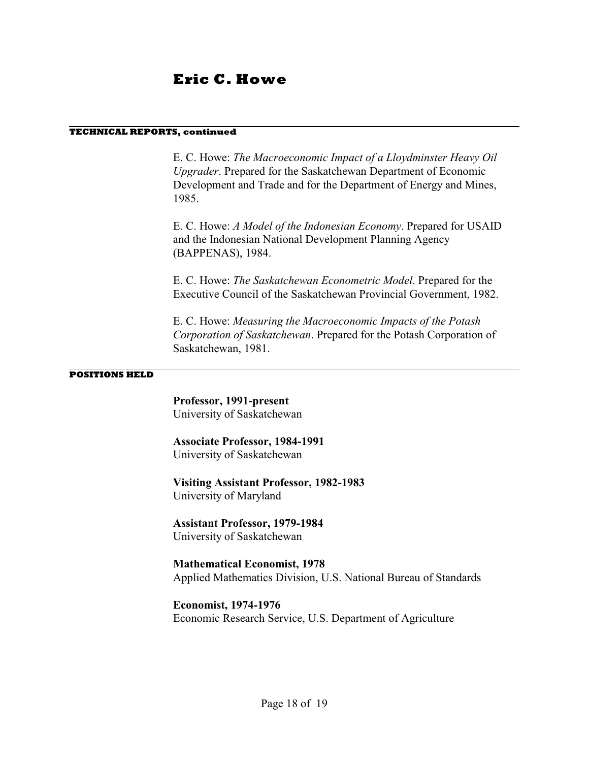## TECHNICAL REPORTS, continued

E. C. Howe: *The Macroeconomic Impact of a Lloydminster Heavy Oil Upgrader*. Prepared for the Saskatchewan Department of Economic Development and Trade and for the Department of Energy and Mines, 1985.

E. C. Howe: *A Model of the Indonesian Economy*. Prepared for USAID and the Indonesian National Development Planning Agency (BAPPENAS), 1984.

E. C. Howe: *The Saskatchewan Econometric Model*. Prepared for the Executive Council of the Saskatchewan Provincial Government, 1982.

E. C. Howe: *Measuring the Macroeconomic Impacts of the Potash Corporation of Saskatchewan*. Prepared for the Potash Corporation of Saskatchewan, 1981.

## POSITIONS HELD

**Professor, 1991-present**
University of Saskatchewan

**Associate Professor, 1984-1991**
University of Saskatchewan

**Visiting Assistant Professor, 1982-1983**
University of Maryland

**Assistant Professor, 1979-1984**
University of Saskatchewan

**Mathematical Economist, 1978**
Applied Mathematics Division, U.S. National Bureau of Standards

**Economist, 1974-1976**
Economic Research Service, U.S. Department of Agriculture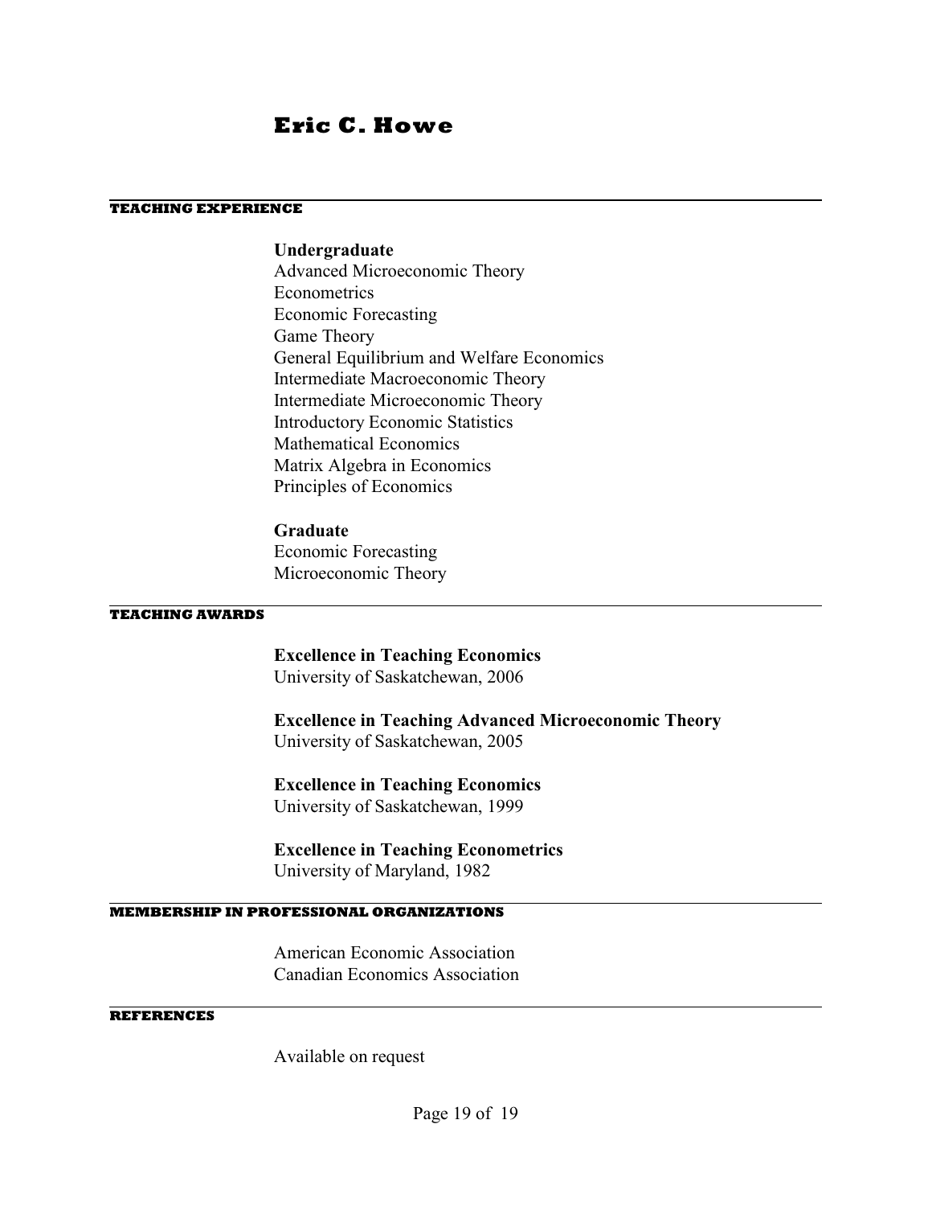# Eric C. Howe

## TEACHING EXPERIENCE

**Undergraduate**

Advanced Microeconomic Theory
Econometrics
Economic Forecasting
Game Theory
General Equilibrium and Welfare Economics
Intermediate Macroeconomic Theory
Intermediate Microeconomic Theory
Introductory Economic Statistics
Mathematical Economics
Matrix Algebra in Economics
Principles of Economics

**Graduate**

Economic Forecasting
Microeconomic Theory

## TEACHING AWARDS

**Excellence in Teaching Economics**
University of Saskatchewan, 2006

**Excellence in Teaching Advanced Microeconomic Theory**
University of Saskatchewan, 2005

**Excellence in Teaching Economics**
University of Saskatchewan, 1999

**Excellence in Teaching Econometrics**
University of Maryland, 1982

## MEMBERSHIP IN PROFESSIONAL ORGANIZATIONS

American Economic Association
Canadian Economics Association

## REFERENCES

Available on request